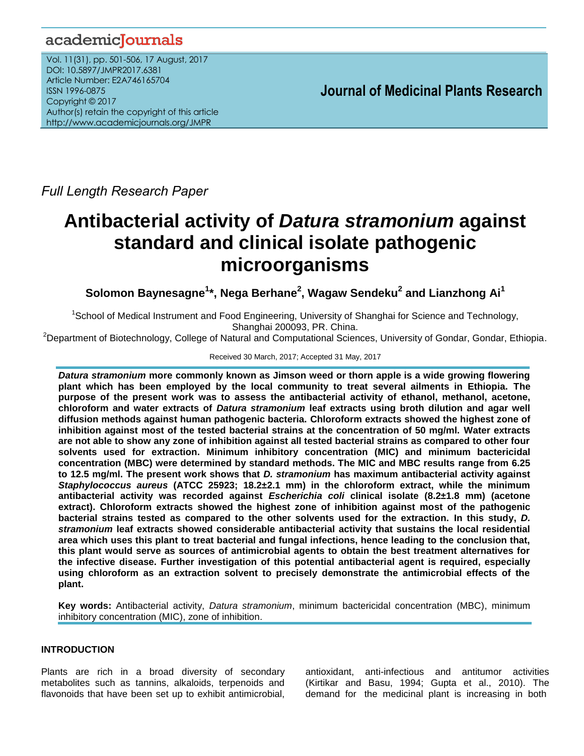Full Length Research Paper

# Antibacterial activity of *Datura stramonium* against standard and clinical isolate pathogenic microorganisms

**Solomon Baynesagne[1]*, Nega Berhane[2], Wagaw Sendeku[2] and Lianzhong Ai[1]**

[1]School of Medical Instrument and Food Engineering, University of Shanghai for Science and Technology, Shanghai 200093, PR. China.

[2]Department of Biotechnology, College of Natural and Computational Sciences, University of Gondar, Gondar, Ethiopia.

Received 30 March, 2017; Accepted 31 May, 2017

***Datura stramonium* more commonly known as Jimson weed or thorn apple is a wide growing flowering plant which has been employed by the local community to treat several ailments in Ethiopia. The purpose of the present work was to assess the antibacterial activity of ethanol, methanol, acetone, chloroform and water extracts of *Datura stramonium* leaf extracts using broth dilution and agar well diffusion methods against human pathogenic bacteria. Chloroform extracts showed the highest zone of inhibition against most of the tested bacterial strains at the concentration of 50 mg/ml. Water extracts are not able to show any zone of inhibition against all tested bacterial strains as compared to other four solvents used for extraction. Minimum inhibitory concentration (MIC) and minimum bactericidal concentration (MBC) were determined by standard methods. The MIC and MBC results range from 6.25 to 12.5 mg/ml. The present work shows that *D. stramonium* has maximum antibacterial activity against *Staphylococcus aureus* (ATCC 25923; 18.2±2.1 mm) in the chloroform extract, while the minimum antibacterial activity was recorded against *Escherichia coli* clinical isolate (8.2±1.8 mm) (acetone extract). Chloroform extracts showed the highest zone of inhibition against most of the pathogenic bacterial strains tested as compared to the other solvents used for the extraction. In this study, *D. stramonium* leaf extracts showed considerable antibacterial activity that sustains the local residential area which uses this plant to treat bacterial and fungal infections, hence leading to the conclusion that, this plant would serve as sources of antimicrobial agents to obtain the best treatment alternatives for the infective disease. Further investigation of this potential antibacterial agent is required, especially using chloroform as an extraction solvent to precisely demonstrate the antimicrobial effects of the plant.**

**Key words:** Antibacterial activity, *Datura stramonium*, minimum bactericidal concentration (MBC), minimum inhibitory concentration (MIC), zone of inhibition.

## INTRODUCTION

Plants are rich in a broad diversity of secondary metabolites such as tannins, alkaloids, terpenoids and flavonoids that have been set up to exhibit antimicrobial, antioxidant, anti-infectious and antitumor activities (Kirtikar and Basu, 1994; Gupta et al., 2010). The demand for the medicinal plant is increasing in both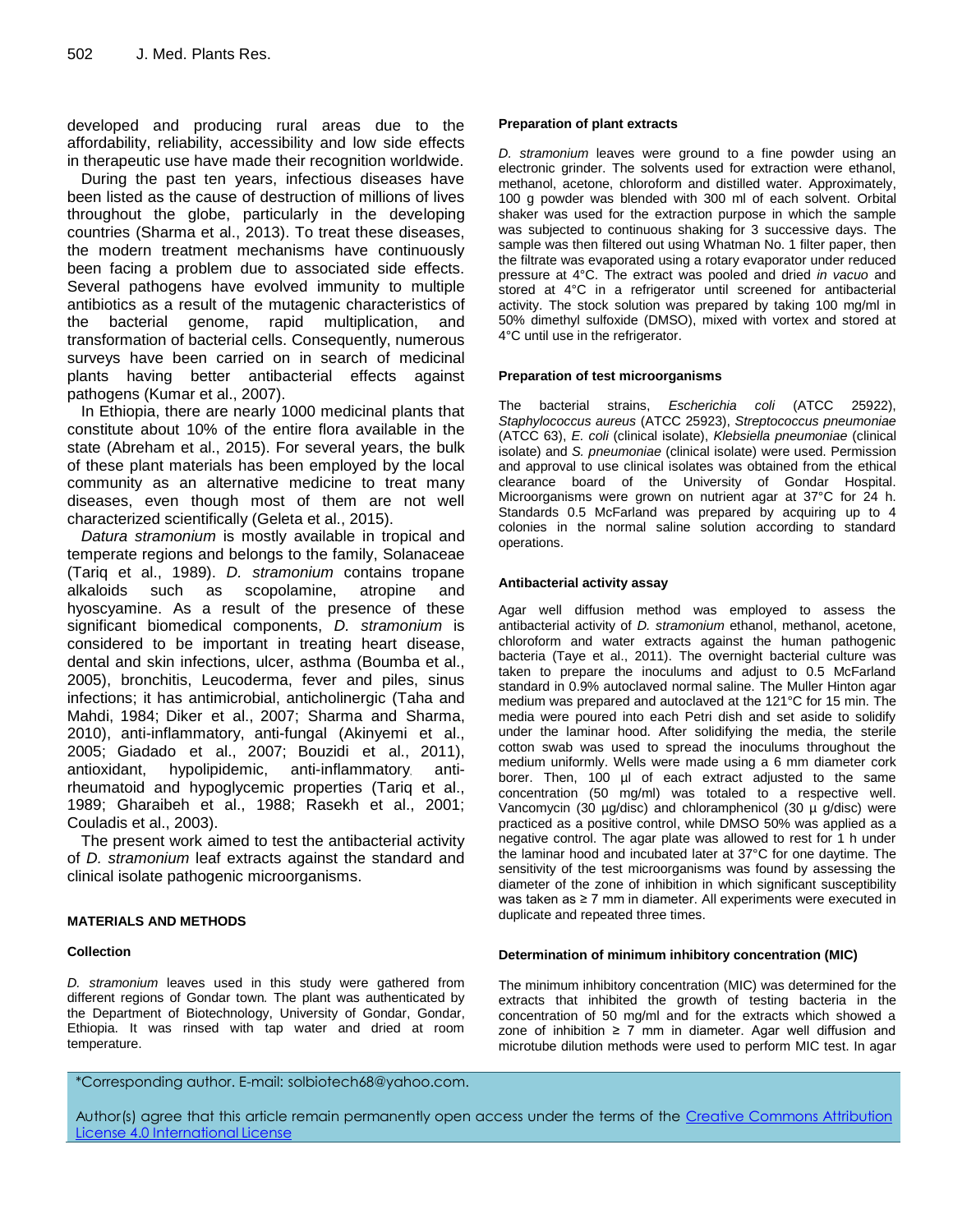developed and producing rural areas due to the affordability, reliability, accessibility and low side effects in therapeutic use have made their recognition worldwide.

During the past ten years, infectious diseases have been listed as the cause of destruction of millions of lives throughout the globe, particularly in the developing countries (Sharma et al., 2013). To treat these diseases, the modern treatment mechanisms have continuously been facing a problem due to associated side effects. Several pathogens have evolved immunity to multiple antibiotics as a result of the mutagenic characteristics of the bacterial genome, rapid multiplication, and transformation of bacterial cells. Consequently, numerous surveys have been carried on in search of medicinal plants having better antibacterial effects against pathogens (Kumar et al., 2007).

In Ethiopia, there are nearly 1000 medicinal plants that constitute about 10% of the entire flora available in the state (Abreham et al., 2015). For several years, the bulk of these plant materials has been employed by the local community as an alternative medicine to treat many diseases, even though most of them are not well characterized scientifically (Geleta et al., 2015).

*Datura stramonium* is mostly available in tropical and temperate regions and belongs to the family, Solanaceae (Tariq et al., 1989). *D. stramonium* contains tropane alkaloids such as scopolamine, atropine and hyoscyamine. As a result of the presence of these significant biomedical components, *D. stramonium* is considered to be important in treating heart disease, dental and skin infections, ulcer, asthma (Boumba et al., 2005), bronchitis, Leucoderma, fever and piles, sinus infections; it has antimicrobial, anticholinergic (Taha and Mahdi, 1984; Diker et al., 2007; Sharma and Sharma, 2010), anti-inflammatory, anti-fungal (Akinyemi et al., 2005; Giadado et al., 2007; Bouzidi et al., 2011), antioxidant, hypolipidemic, anti-inflammatory, anti-rheumatoid and hypoglycemic properties (Tariq et al., 1989; Gharaibeh et al., 1988; Rasekh et al., 2001; Couladis et al., 2003).

The present work aimed to test the antibacterial activity of *D. stramonium* leaf extracts against the standard and clinical isolate pathogenic microorganisms.

## MATERIALS AND METHODS

### Collection

*D. stramonium* leaves used in this study were gathered from different regions of Gondar town. The plant was authenticated by the Department of Biotechnology, University of Gondar, Gondar, Ethiopia. It was rinsed with tap water and dried at room temperature.

### Preparation of plant extracts

*D. stramonium* leaves were ground to a fine powder using an electronic grinder. The solvents used for extraction were ethanol, methanol, acetone, chloroform and distilled water. Approximately, 100 g powder was blended with 300 ml of each solvent. Orbital shaker was used for the extraction purpose in which the sample was subjected to continuous shaking for 3 successive days. The sample was then filtered out using Whatman No. 1 filter paper, then the filtrate was evaporated using a rotary evaporator under reduced pressure at 4°C. The extract was pooled and dried *in vacuo* and stored at 4°C in a refrigerator until screened for antibacterial activity. The stock solution was prepared by taking 100 mg/ml in 50% dimethyl sulfoxide (DMSO), mixed with vortex and stored at 4°C until use in the refrigerator.

### Preparation of test microorganisms

The bacterial strains, *Escherichia coli* (ATCC 25922), *Staphylococcus aureus* (ATCC 25923), *Streptococcus pneumoniae* (ATCC 63), *E. coli* (clinical isolate), *Klebsiella pneumoniae* (clinical isolate) and *S. pneumoniae* (clinical isolate) were used. Permission and approval to use clinical isolates was obtained from the ethical clearance board of the University of Gondar Hospital. Microorganisms were grown on nutrient agar at 37°C for 24 h. Standards 0.5 McFarland was prepared by acquiring up to 4 colonies in the normal saline solution according to standard operations.

### Antibacterial activity assay

Agar well diffusion method was employed to assess the antibacterial activity of *D. stramonium* ethanol, methanol, acetone, chloroform and water extracts against the human pathogenic bacteria (Taye et al., 2011). The overnight bacterial culture was taken to prepare the inoculums and adjust to 0.5 McFarland standard in 0.9% autoclaved normal saline. The Muller Hinton agar medium was prepared and autoclaved at the 121°C for 15 min. The media were poured into each Petri dish and set aside to solidify under the laminar hood. After solidifying the media, the sterile cotton swab was used to spread the inoculums throughout the medium uniformly. Wells were made using a 6 mm diameter cork borer. Then, 100 µl of each extract adjusted to the same concentration (50 mg/ml) was totaled to a respective well. Vancomycin (30 µg/disc) and chloramphenicol (30 µ g/disc) were practiced as a positive control, while DMSO 50% was applied as a negative control. The agar plate was allowed to rest for 1 h under the laminar hood and incubated later at 37°C for one daytime. The sensitivity of the test microorganisms was found by assessing the diameter of the zone of inhibition in which significant susceptibility was taken as ≥ 7 mm in diameter. All experiments were executed in duplicate and repeated three times.

### Determination of minimum inhibitory concentration (MIC)

The minimum inhibitory concentration (MIC) was determined for the extracts that inhibited the growth of testing bacteria in the concentration of 50 mg/ml and for the extracts which showed a zone of inhibition ≥ 7 mm in diameter. Agar well diffusion and microtube dilution methods were used to perform MIC test. In agar

*Corresponding author. E-mail: solbiotech68@yahoo.com.

Author(s) agree that this article remain permanently open access under the terms of the Creative Commons Attribution License 4.0 International License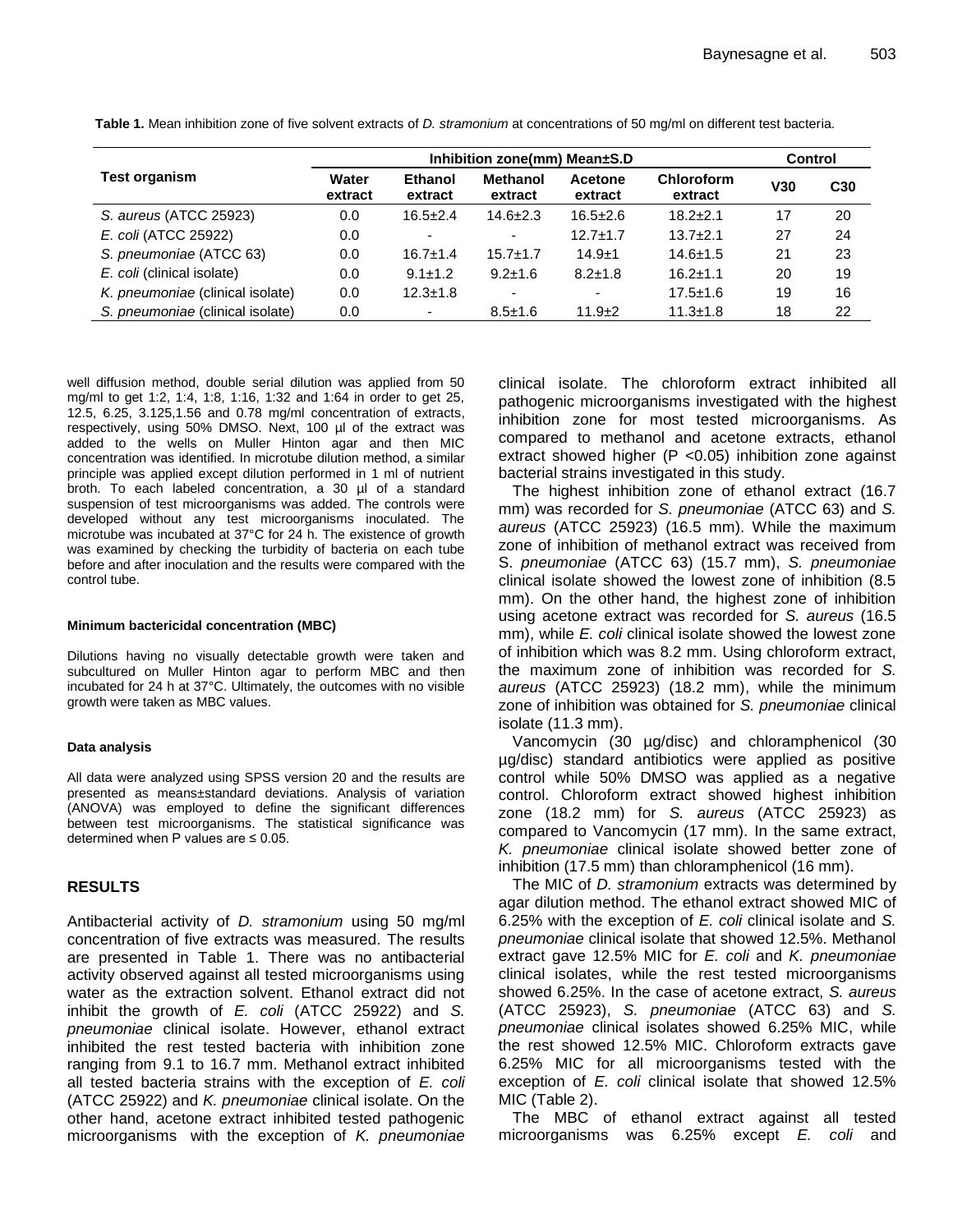**Table 1.** Mean inhibition zone of five solvent extracts of *D. stramonium* at concentrations of 50 mg/ml on different test bacteria.

| Test organism | Inhibition zone(mm) Mean±S.D | | | | | Control | |
|---|---|---|---|---|---|---|---|
| | Water extract | Ethanol extract | Methanol extract | Acetone extract | Chloroform extract | V30 | C30 |
| *S. aureus* (ATCC 25923) | 0.0 | 16.5±2.4 | 14.6±2.3 | 16.5±2.6 | 18.2±2.1 | 17 | 20 |
| *E. coli* (ATCC 25922) | 0.0 | - | - | 12.7±1.7 | 13.7±2.1 | 27 | 24 |
| *S. pneumoniae* (ATCC 63) | 0.0 | 16.7±1.4 | 15.7±1.7 | 14.9±1 | 14.6±1.5 | 21 | 23 |
| *E. coli* (clinical isolate) | 0.0 | 9.1±1.2 | 9.2±1.6 | 8.2±1.8 | 16.2±1.1 | 20 | 19 |
| *K. pneumoniae* (clinical isolate) | 0.0 | 12.3±1.8 | - | - | 17.5±1.6 | 19 | 16 |
| *S. pneumoniae* (clinical isolate) | 0.0 | - | 8.5±1.6 | 11.9±2 | 11.3±1.8 | 18 | 22 |

well diffusion method, double serial dilution was applied from 50 mg/ml to get 1:2, 1:4, 1:8, 1:16, 1:32 and 1:64 in order to get 25, 12.5, 6.25, 3.125,1.56 and 0.78 mg/ml concentration of extracts, respectively, using 50% DMSO. Next, 100 µl of the extract was added to the wells on Muller Hinton agar and then MIC concentration was identified. In microtube dilution method, a similar principle was applied except dilution performed in 1 ml of nutrient broth. To each labeled concentration, a 30 µl of a standard suspension of test microorganisms was added. The controls were developed without any test microorganisms inoculated. The microtube was incubated at 37°C for 24 h. The existence of growth was examined by checking the turbidity of bacteria on each tube before and after inoculation and the results were compared with the control tube.

#### Minimum bactericidal concentration (MBC)

Dilutions having no visually detectable growth were taken and subcultured on Muller Hinton agar to perform MBC and then incubated for 24 h at 37°C. Ultimately, the outcomes with no visible growth were taken as MBC values.

#### Data analysis

All data were analyzed using SPSS version 20 and the results are presented as means±standard deviations. Analysis of variation (ANOVA) was employed to define the significant differences between test microorganisms. The statistical significance was determined when P values are ≤ 0.05.

## RESULTS

Antibacterial activity of *D. stramonium* using 50 mg/ml concentration of five extracts was measured. The results are presented in Table 1. There was no antibacterial activity observed against all tested microorganisms using water as the extraction solvent. Ethanol extract did not inhibit the growth of *E. coli* (ATCC 25922) and *S. pneumoniae* clinical isolate. However, ethanol extract inhibited the rest tested bacteria with inhibition zone ranging from 9.1 to 16.7 mm. Methanol extract inhibited all tested bacteria strains with the exception of *E. coli* (ATCC 25922) and *K. pneumoniae* clinical isolate. On the other hand, acetone extract inhibited tested pathogenic microorganisms with the exception of *K. pneumoniae* clinical isolate. The chloroform extract inhibited all pathogenic microorganisms investigated with the highest inhibition zone for most tested microorganisms. As compared to methanol and acetone extracts, ethanol extract showed higher ($P < 0.05$) inhibition zone against bacterial strains investigated in this study.

The highest inhibition zone of ethanol extract (16.7 mm) was recorded for *S. pneumoniae* (ATCC 63) and *S. aureus* (ATCC 25923) (16.5 mm). While the maximum zone of inhibition of methanol extract was received from S. *pneumoniae* (ATCC 63) (15.7 mm), *S. pneumoniae* clinical isolate showed the lowest zone of inhibition (8.5 mm). On the other hand, the highest zone of inhibition using acetone extract was recorded for *S. aureus* (16.5 mm), while *E. coli* clinical isolate showed the lowest zone of inhibition which was 8.2 mm. Using chloroform extract, the maximum zone of inhibition was recorded for *S. aureus* (ATCC 25923) (18.2 mm), while the minimum zone of inhibition was obtained for *S. pneumoniae* clinical isolate (11.3 mm).

Vancomycin (30 µg/disc) and chloramphenicol (30 µg/disc) standard antibiotics were applied as positive control while 50% DMSO was applied as a negative control. Chloroform extract showed highest inhibition zone (18.2 mm) for *S. aureus* (ATCC 25923) as compared to Vancomycin (17 mm). In the same extract, *K. pneumoniae* clinical isolate showed better zone of inhibition (17.5 mm) than chloramphenicol (16 mm).

The MIC of *D. stramonium* extracts was determined by agar dilution method. The ethanol extract showed MIC of 6.25% with the exception of *E. coli* clinical isolate and *S. pneumoniae* clinical isolate that showed 12.5%. Methanol extract gave 12.5% MIC for *E. coli* and *K. pneumoniae* clinical isolates, while the rest tested microorganisms showed 6.25%. In the case of acetone extract, *S. aureus* (ATCC 25923), *S. pneumoniae* (ATCC 63) and *S. pneumoniae* clinical isolates showed 6.25% MIC, while the rest showed 12.5% MIC. Chloroform extracts gave 6.25% MIC for all microorganisms tested with the exception of *E. coli* clinical isolate that showed 12.5% MIC (Table 2).

The MBC of ethanol extract against all tested microorganisms was 6.25% except *E. coli* and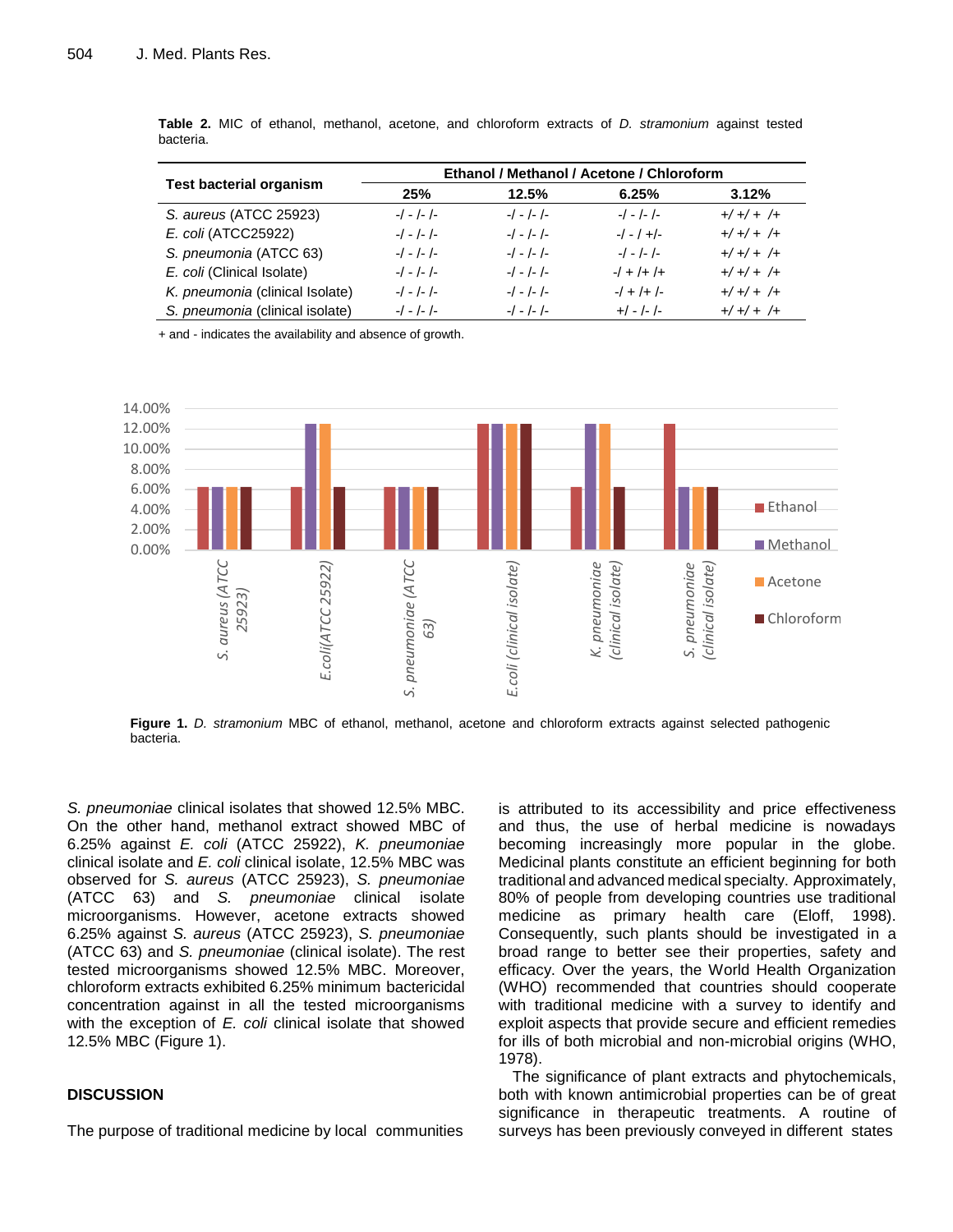**Table 2.** MIC of ethanol, methanol, acetone, and chloroform extracts of *D. stramonium* against tested bacteria.

| Test bacterial organism | Ethanol / Methanol / Acetone / Chloroform | | | |
|---|---|---|---|---|
| | 25% | 12.5% | 6.25% | 3.12% |
| *S. aureus* (ATCC 25923) | -/ - /- /- | -/ - /- /- | -/ - /- /- | +/ +/ + /+ |
| *E. coli* (ATCC25922) | -/ - /- /- | -/ - /- /- | -/ - / +/- | +/ +/ + /+ |
| *S. pneumonia* (ATCC 63) | -/ - /- /- | -/ - /- /- | -/ - /- /- | +/ +/ + /+ |
| *E. coli* (Clinical Isolate) | -/ - /- /- | -/ - /- /- | -/ + /+ /+ | +/ +/ + /+ |
| *K. pneumonia* (clinical Isolate) | -/ - /- /- | -/ - /- /- | -/ + /+ /- | +/ +/ + /+ |
| *S. pneumonia* (clinical isolate) | -/ - /- /- | -/ - /- /- | +/ - /- /- | +/ +/ + /+ |

+ and - indicates the availability and absence of growth.

**Figure 1.** *D. stramonium* MBC of ethanol, methanol, acetone and chloroform extracts against selected pathogenic bacteria.

*S. pneumoniae* clinical isolates that showed 12.5% MBC. On the other hand, methanol extract showed MBC of 6.25% against *E. coli* (ATCC 25922), *K. pneumoniae* clinical isolate and *E. coli* clinical isolate, 12.5% MBC was observed for *S. aureus* (ATCC 25923), *S. pneumoniae* (ATCC 63) and *S. pneumoniae* clinical isolate microorganisms. However, acetone extracts showed 6.25% against *S. aureus* (ATCC 25923), *S. pneumoniae* (ATCC 63) and *S. pneumoniae* (clinical isolate). The rest tested microorganisms showed 12.5% MBC. Moreover, chloroform extracts exhibited 6.25% minimum bactericidal concentration against in all the tested microorganisms with the exception of *E. coli* clinical isolate that showed 12.5% MBC (Figure 1).

## DISCUSSION

The purpose of traditional medicine by local communities is attributed to its accessibility and price effectiveness and thus, the use of herbal medicine is nowadays becoming increasingly more popular in the globe. Medicinal plants constitute an efficient beginning for both traditional and advanced medical specialty. Approximately, 80% of people from developing countries use traditional medicine as primary health care (Eloff, 1998). Consequently, such plants should be investigated in a broad range to better see their properties, safety and efficacy. Over the years, the World Health Organization (WHO) recommended that countries should cooperate with traditional medicine with a survey to identify and exploit aspects that provide secure and efficient remedies for ills of both microbial and non-microbial origins (WHO, 1978).

The significance of plant extracts and phytochemicals, both with known antimicrobial properties can be of great significance in therapeutic treatments. A routine of surveys has been previously conveyed in different states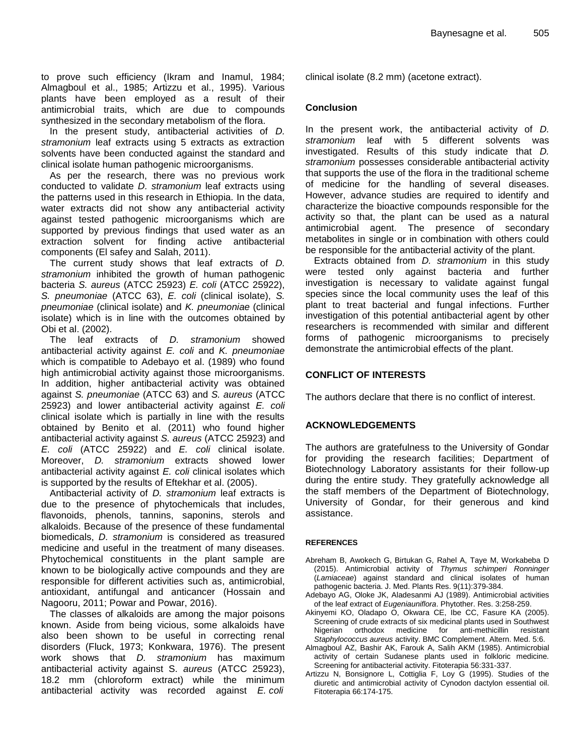to prove such efficiency (Ikram and Inamul, 1984; Almagboul et al., 1985; Artizzu et al., 1995). Various plants have been employed as a result of their antimicrobial traits, which are due to compounds synthesized in the secondary metabolism of the flora.

In the present study, antibacterial activities of *D. stramonium* leaf extracts using 5 extracts as extraction solvents have been conducted against the standard and clinical isolate human pathogenic microorganisms.

As per the research, there was no previous work conducted to validate *D. stramonium* leaf extracts using the patterns used in this research in Ethiopia. In the data, water extracts did not show any antibacterial activity against tested pathogenic microorganisms which are supported by previous findings that used water as an extraction solvent for finding active antibacterial components (El safey and Salah, 2011).

The current study shows that leaf extracts of *D. stramonium* inhibited the growth of human pathogenic bacteria *S. aureus* (ATCC 25923) *E. coli* (ATCC 25922), *S. pneumoniae* (ATCC 63), *E. coli* (clinical isolate), *S. pneumoniae* (clinical isolate) and *K. pneumoniae* (clinical isolate) which is in line with the outcomes obtained by Obi et al. (2002).

The leaf extracts of *D. stramonium* showed antibacterial activity against *E. coli* and *K. pneumoniae* which is compatible to Adebayo et al. (1989) who found high antimicrobial activity against those microorganisms. In addition, higher antibacterial activity was obtained against *S. pneumoniae* (ATCC 63) and *S. aureus* (ATCC 25923) and lower antibacterial activity against *E. coli* clinical isolate which is partially in line with the results obtained by Benito et al. (2011) who found higher antibacterial activity against *S. aureus* (ATCC 25923) and *E. coli* (ATCC 25922) and *E. coli* clinical isolate. Moreover, *D. stramonium* extracts showed lower antibacterial activity against *E. coli* clinical isolates which is supported by the results of Eftekhar et al. (2005).

Antibacterial activity of *D. stramonium* leaf extracts is due to the presence of phytochemicals that includes, flavonoids, phenols, tannins, saponins, sterols and alkaloids. Because of the presence of these fundamental biomedicals, *D. stramonium* is considered as treasured medicine and useful in the treatment of many diseases. Phytochemical constituents in the plant sample are known to be biologically active compounds and they are responsible for different activities such as, antimicrobial, antioxidant, antifungal and anticancer (Hossain and Nagooru, 2011; Powar and Powar, 2016).

The classes of alkaloids are among the major poisons known. Aside from being vicious, some alkaloids have also been shown to be useful in correcting renal disorders (Fluck, 1973; Konkwara, 1976). The present work shows that *D. stramonium* has maximum antibacterial activity against S. *aureus* (ATCC 25923), 18.2 mm (chloroform extract) while the minimum antibacterial activity was recorded against *E. coli* clinical isolate (8.2 mm) (acetone extract).

## Conclusion

In the present work, the antibacterial activity of *D. stramonium* leaf with 5 different solvents was investigated. Results of this study indicate that *D. stramonium* possesses considerable antibacterial activity that supports the use of the flora in the traditional scheme of medicine for the handling of several diseases. However, advance studies are required to identify and characterize the bioactive compounds responsible for the activity so that, the plant can be used as a natural antimicrobial agent. The presence of secondary metabolites in single or in combination with others could be responsible for the antibacterial activity of the plant.

Extracts obtained from *D. stramonium* in this study were tested only against bacteria and further investigation is necessary to validate against fungal species since the local community uses the leaf of this plant to treat bacterial and fungal infections. Further investigation of this potential antibacterial agent by other researchers is recommended with similar and different forms of pathogenic microorganisms to precisely demonstrate the antimicrobial effects of the plant.

## CONFLICT OF INTERESTS

The authors declare that there is no conflict of interest.

## ACKNOWLEDGEMENTS

The authors are gratefulness to the University of Gondar for providing the research facilities; Department of Biotechnology Laboratory assistants for their follow-up during the entire study. They gratefully acknowledge all the staff members of the Department of Biotechnology, University of Gondar, for their generous and kind assistance.

## REFERENCES

Abreham B, Awokech G, Birtukan G, Rahel A, Taye M, Workabeba D (2015). Antimicrobial activity of *Thymus schimperi Ronninger* (*Lamiaceae*) against standard and clinical isolates of human pathogenic bacteria. J. Med. Plants Res. 9(11):379-384.

Adebayo AG, Oloke JK, Aladesanmi AJ (1989). Antimicrobial activities of the leaf extract of *Eugeniauniflora*. Phytother. Res. 3:258-259.

Akinyemi KO, Oladapo O, Okwara CE, Ibe CC, Fasure KA (2005). Screening of crude extracts of six medicinal plants used in Southwest Nigerian orthodox medicine for anti-methicillin resistant *Staphylococcus aureus* activity. BMC Complement. Altern. Med. 5:6.

Almagboul AZ, Bashir AK, Farouk A, Salih AKM (1985). Antimicrobial activity of certain Sudanese plants used in folkloric medicine. Screening for antibacterial activity. Fitoterapia 56:331-337.

Artizzu N, Bonsignore L, Cottiglia F, Loy G (1995). Studies of the diuretic and antimicrobial activity of Cynodon dactylon essential oil. Fitoterapia 66:174-175.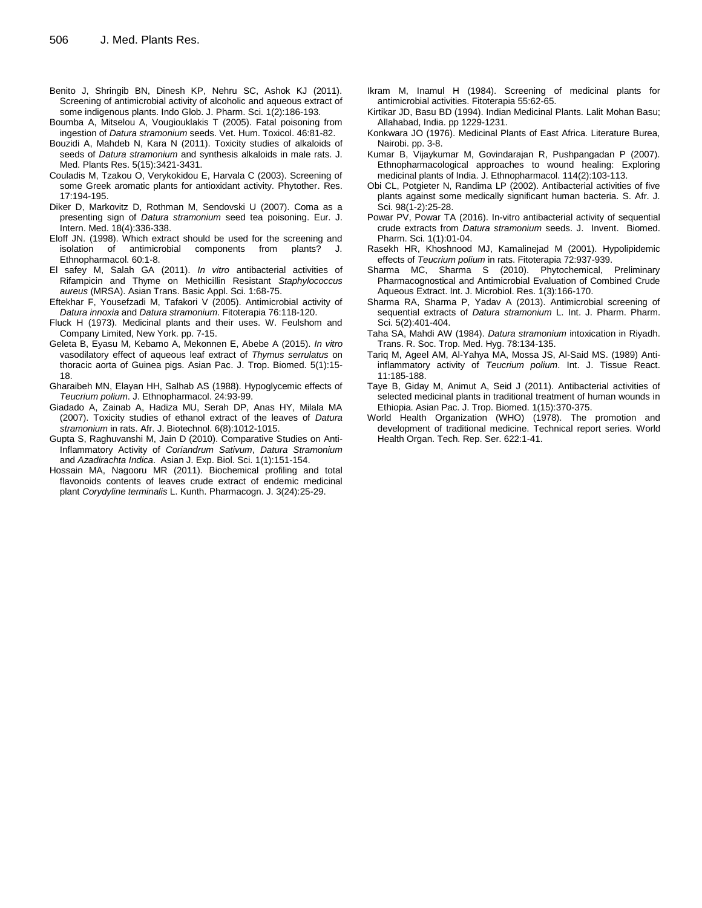Benito J, Shringib BN, Dinesh KP, Nehru SC, Ashok KJ (2011). Screening of antimicrobial activity of alcoholic and aqueous extract of some indigenous plants. Indo Glob. J. Pharm. Sci. 1(2):186-193.

Boumba A, Mitselou A, Vougiouklakis T (2005). Fatal poisoning from ingestion of *Datura stramonium* seeds. Vet. Hum. Toxicol. 46:81-82.

Bouzidi A, Mahdeb N, Kara N (2011). Toxicity studies of alkaloids of seeds of *Datura stramonium* and synthesis alkaloids in male rats. J. Med. Plants Res. 5(15):3421-3431.

Couladis M, Tzakou O, Verykokidou E, Harvala C (2003). Screening of some Greek aromatic plants for antioxidant activity. Phytother. Res. 17:194-195.

Diker D, Markovitz D, Rothman M, Sendovski U (2007). Coma as a presenting sign of *Datura stramonium* seed tea poisoning. Eur. J. Intern. Med. 18(4):336-338.

Eloff JN. (1998). Which extract should be used for the screening and isolation of antimicrobial components from plants? J. Ethnopharmacol. 60:1-8.

El safey M, Salah GA (2011). *In vitro* antibacterial activities of Rifampicin and Thyme on Methicillin Resistant *Staphylococcus aureus* (MRSA). Asian Trans. Basic Appl. Sci. 1:68-75.

Eftekhar F, Yousefzadi M, Tafakori V (2005). Antimicrobial activity of *Datura innoxia* and *Datura stramonium*. Fitoterapia 76:118-120.

Fluck H (1973). Medicinal plants and their uses. W. Feulshom and Company Limited, New York. pp. 7-15.

Geleta B, Eyasu M, Kebamo A, Mekonnen E, Abebe A (2015). *In vitro* vasodilatory effect of aqueous leaf extract of *Thymus serrulatus* on thoracic aorta of Guinea pigs. Asian Pac. J. Trop. Biomed. 5(1):15-18.

Gharaibeh MN, Elayan HH, Salhab AS (1988). Hypoglycemic effects of *Teucrium polium*. J. Ethnopharmacol. 24:93-99.

Giadado A, Zainab A, Hadiza MU, Serah DP, Anas HY, Milala MA (2007). Toxicity studies of ethanol extract of the leaves of *Datura stramonium* in rats. Afr. J. Biotechnol. 6(8):1012-1015.

Gupta S, Raghuvanshi M, Jain D (2010). Comparative Studies on Anti-Inflammatory Activity of *Coriandrum Sativum*, *Datura Stramonium* and *Azadirachta Indica*. Asian J. Exp. Biol. Sci. 1(1):151-154.

Hossain MA, Nagooru MR (2011). Biochemical profiling and total flavonoids contents of leaves crude extract of endemic medicinal plant *Corydyline terminalis* L. Kunth. Pharmacogn. J. 3(24):25-29.

Ikram M, Inamul H (1984). Screening of medicinal plants for antimicrobial activities. Fitoterapia 55:62-65.

Kirtikar JD, Basu BD (1994). Indian Medicinal Plants. Lalit Mohan Basu; Allahabad, India. pp 1229-1231.

Konkwara JO (1976). Medicinal Plants of East Africa. Literature Burea, Nairobi. pp. 3-8.

Kumar B, Vijaykumar M, Govindarajan R, Pushpangadan P (2007). Ethnopharmacological approaches to wound healing: Exploring medicinal plants of India. J. Ethnopharmacol. 114(2):103-113.

Obi CL, Potgieter N, Randima LP (2002). Antibacterial activities of five plants against some medically significant human bacteria. S. Afr. J. Sci. 98(1-2):25-28.

Powar PV, Powar TA (2016). In-vitro antibacterial activity of sequential crude extracts from *Datura stramonium* seeds. J. Invent. Biomed. Pharm. Sci. 1(1):01-04.

Rasekh HR, Khoshnood MJ, Kamalinejad M (2001). Hypolipidemic effects of *Teucrium polium* in rats. Fitoterapia 72:937-939.

Sharma MC, Sharma S (2010). Phytochemical, Preliminary Pharmacognostical and Antimicrobial Evaluation of Combined Crude Aqueous Extract. Int. J. Microbiol. Res. 1(3):166-170.

Sharma RA, Sharma P, Yadav A (2013). Antimicrobial screening of sequential extracts of *Datura stramonium* L. Int. J. Pharm. Pharm. Sci. 5(2):401-404.

Taha SA, Mahdi AW (1984). *Datura stramonium* intoxication in Riyadh. Trans. R. Soc. Trop. Med. Hyg. 78:134-135.

Tariq M, Ageel AM, Al-Yahya MA, Mossa JS, Al-Said MS. (1989) Anti-inflammatory activity of *Teucrium polium*. Int. J. Tissue React. 11:185-188.

Taye B, Giday M, Animut A, Seid J (2011). Antibacterial activities of selected medicinal plants in traditional treatment of human wounds in Ethiopia. Asian Pac. J. Trop. Biomed. 1(15):370-375.

World Health Organization (WHO) (1978). The promotion and development of traditional medicine. Technical report series. World Health Organ. Tech. Rep. Ser. 622:1-41.